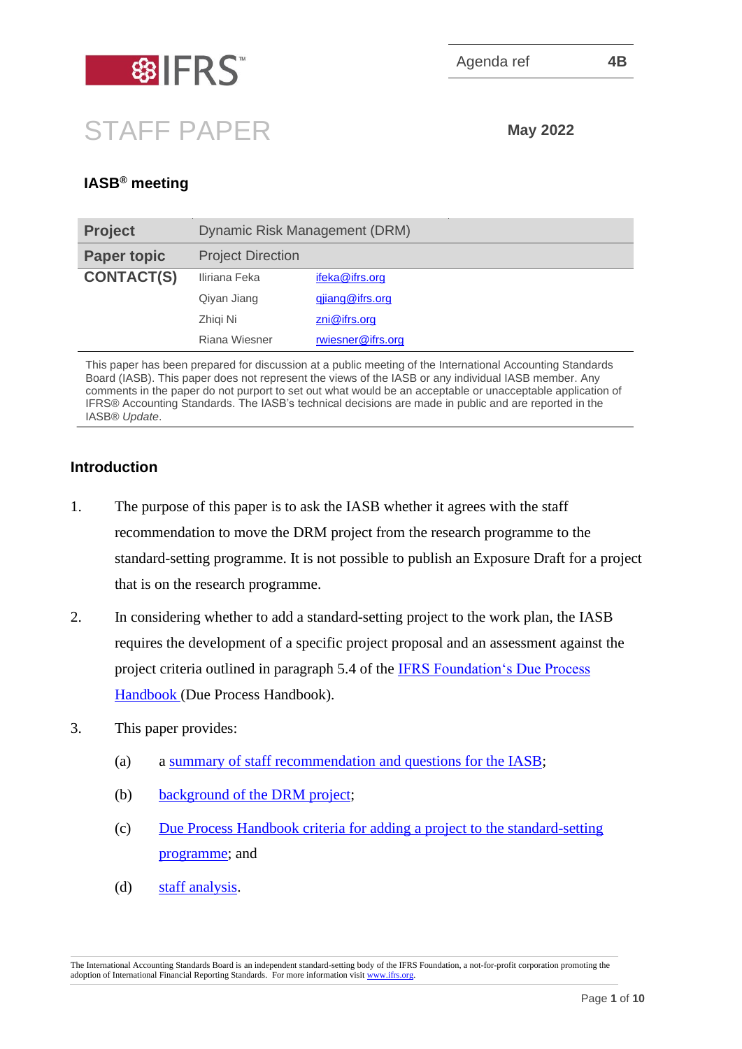IFRS™

Agenda ref 4B

# STAFF PAPER

May 2022

## IASB® meeting

| Project | Dynamic Risk Management (DRM) | |
|---|---|---|
| Paper topic | Project Direction | |
| CONTACT(S) | Iliriana Feka | ifeka@ifrs.org |
| | Qiyan Jiang | qjiang@ifrs.org |
| | Zhiqi Ni | zni@ifrs.org |
| | Riana Wiesner | rwiesner@ifrs.org |

This paper has been prepared for discussion at a public meeting of the International Accounting Standards Board (IASB). This paper does not represent the views of the IASB or any individual IASB member. Any comments in the paper do not purport to set out what would be an acceptable or unacceptable application of IFRS® Accounting Standards. The IASB's technical decisions are made in public and are reported in the IASB® *Update*.

## Introduction

1. The purpose of this paper is to ask the IASB whether it agrees with the staff recommendation to move the DRM project from the research programme to the standard-setting programme. It is not possible to publish an Exposure Draft for a project that is on the research programme.

2. In considering whether to add a standard-setting project to the work plan, the IASB requires the development of a specific project proposal and an assessment against the project criteria outlined in paragraph 5.4 of the IFRS Foundation's Due Process Handbook (Due Process Handbook).

3. This paper provides:

   (a) a summary of staff recommendation and questions for the IASB;

   (b) background of the DRM project;

   (c) Due Process Handbook criteria for adding a project to the standard-setting programme; and

   (d) staff analysis.

The International Accounting Standards Board is an independent standard-setting body of the IFRS Foundation, a not-for-profit corporation promoting the adoption of International Financial Reporting Standards. For more information visit www.ifrs.org.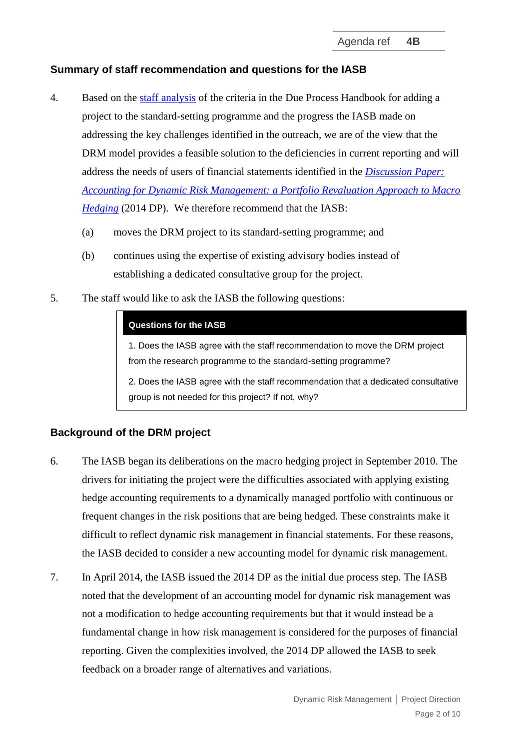## Summary of staff recommendation and questions for the IASB

4. Based on the staff analysis of the criteria in the Due Process Handbook for adding a project to the standard-setting programme and the progress the IASB made on addressing the key challenges identified in the outreach, we are of the view that the DRM model provides a feasible solution to the deficiencies in current reporting and will address the needs of users of financial statements identified in the *Discussion Paper: Accounting for Dynamic Risk Management: a Portfolio Revaluation Approach to Macro Hedging* (2014 DP). We therefore recommend that the IASB:

   (a) moves the DRM project to its standard-setting programme; and

   (b) continues using the expertise of existing advisory bodies instead of establishing a dedicated consultative group for the project.

5. The staff would like to ask the IASB the following questions:

| **Questions for the IASB** |
|---|
| 1. Does the IASB agree with the staff recommendation to move the DRM project from the research programme to the standard-setting programme? |
| 2. Does the IASB agree with the staff recommendation that a dedicated consultative group is not needed for this project? If not, why? |

## Background of the DRM project

6. The IASB began its deliberations on the macro hedging project in September 2010. The drivers for initiating the project were the difficulties associated with applying existing hedge accounting requirements to a dynamically managed portfolio with continuous or frequent changes in the risk positions that are being hedged. These constraints make it difficult to reflect dynamic risk management in financial statements. For these reasons, the IASB decided to consider a new accounting model for dynamic risk management.

7. In April 2014, the IASB issued the 2014 DP as the initial due process step. The IASB noted that the development of an accounting model for dynamic risk management was not a modification to hedge accounting requirements but that it would instead be a fundamental change in how risk management is considered for the purposes of financial reporting. Given the complexities involved, the 2014 DP allowed the IASB to seek feedback on a broader range of alternatives and variations.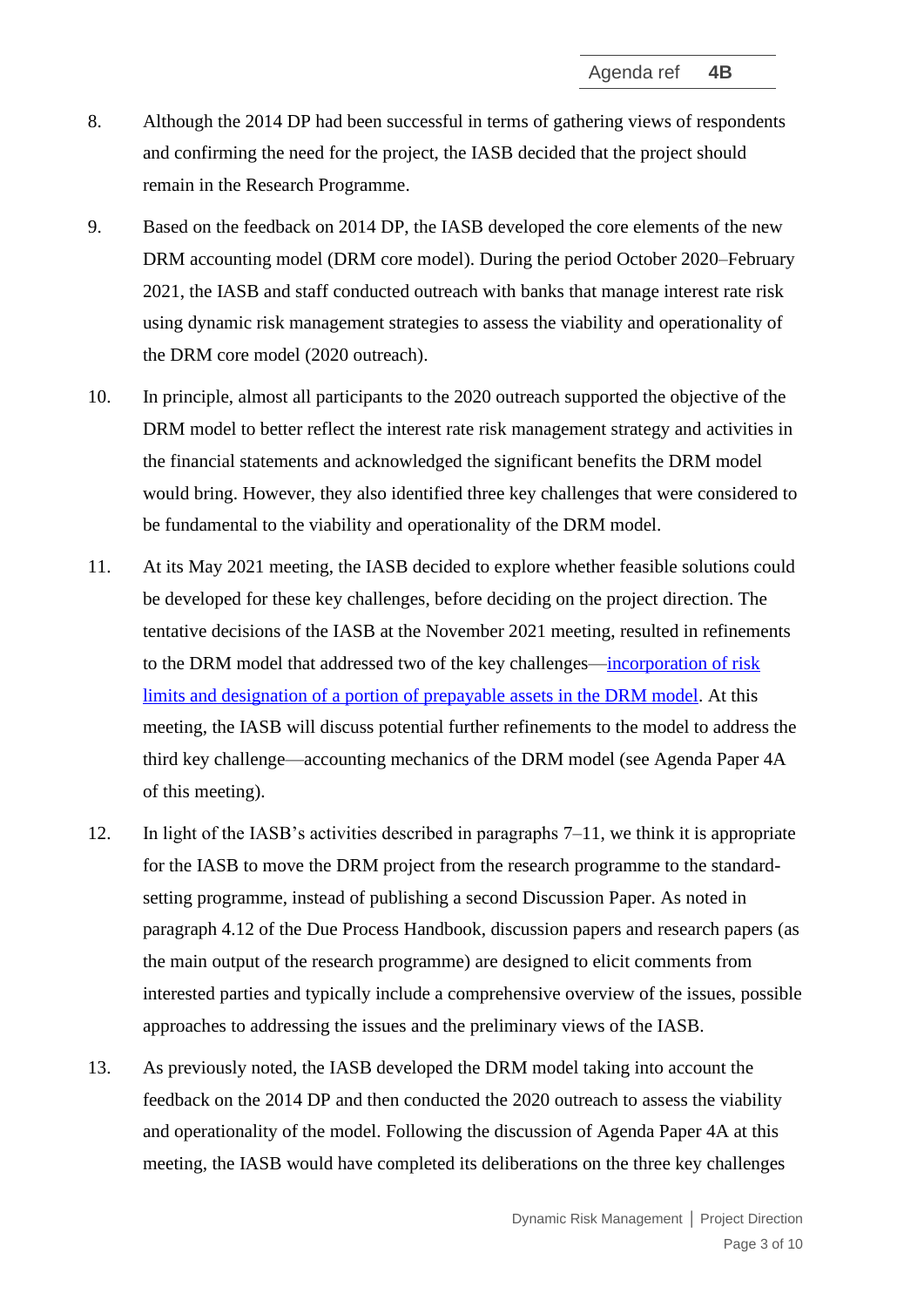8. Although the 2014 DP had been successful in terms of gathering views of respondents and confirming the need for the project, the IASB decided that the project should remain in the Research Programme.

9. Based on the feedback on 2014 DP, the IASB developed the core elements of the new DRM accounting model (DRM core model). During the period October 2020–February 2021, the IASB and staff conducted outreach with banks that manage interest rate risk using dynamic risk management strategies to assess the viability and operationality of the DRM core model (2020 outreach).

10. In principle, almost all participants to the 2020 outreach supported the objective of the DRM model to better reflect the interest rate risk management strategy and activities in the financial statements and acknowledged the significant benefits the DRM model would bring. However, they also identified three key challenges that were considered to be fundamental to the viability and operationality of the DRM model.

11. At its May 2021 meeting, the IASB decided to explore whether feasible solutions could be developed for these key challenges, before deciding on the project direction. The tentative decisions of the IASB at the November 2021 meeting, resulted in refinements to the DRM model that addressed two of the key challenges—incorporation of risk limits and designation of a portion of prepayable assets in the DRM model. At this meeting, the IASB will discuss potential further refinements to the model to address the third key challenge—accounting mechanics of the DRM model (see Agenda Paper 4A of this meeting).

12. In light of the IASB's activities described in paragraphs 7–11, we think it is appropriate for the IASB to move the DRM project from the research programme to the standard-setting programme, instead of publishing a second Discussion Paper. As noted in paragraph 4.12 of the Due Process Handbook, discussion papers and research papers (as the main output of the research programme) are designed to elicit comments from interested parties and typically include a comprehensive overview of the issues, possible approaches to addressing the issues and the preliminary views of the IASB.

13. As previously noted, the IASB developed the DRM model taking into account the feedback on the 2014 DP and then conducted the 2020 outreach to assess the viability and operationality of the model. Following the discussion of Agenda Paper 4A at this meeting, the IASB would have completed its deliberations on the three key challenges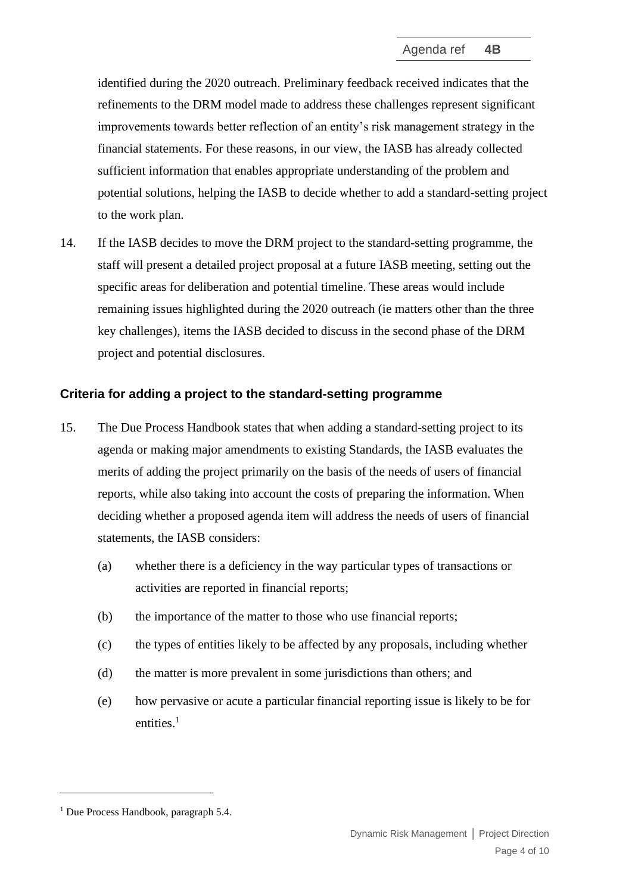identified during the 2020 outreach. Preliminary feedback received indicates that the refinements to the DRM model made to address these challenges represent significant improvements towards better reflection of an entity's risk management strategy in the financial statements. For these reasons, in our view, the IASB has already collected sufficient information that enables appropriate understanding of the problem and potential solutions, helping the IASB to decide whether to add a standard-setting project to the work plan.

14. If the IASB decides to move the DRM project to the standard-setting programme, the staff will present a detailed project proposal at a future IASB meeting, setting out the specific areas for deliberation and potential timeline. These areas would include remaining issues highlighted during the 2020 outreach (ie matters other than the three key challenges), items the IASB decided to discuss in the second phase of the DRM project and potential disclosures.

### Criteria for adding a project to the standard-setting programme

15. The Due Process Handbook states that when adding a standard-setting project to its agenda or making major amendments to existing Standards, the IASB evaluates the merits of adding the project primarily on the basis of the needs of users of financial reports, while also taking into account the costs of preparing the information. When deciding whether a proposed agenda item will address the needs of users of financial statements, the IASB considers:

    (a) whether there is a deficiency in the way particular types of transactions or activities are reported in financial reports;

    (b) the importance of the matter to those who use financial reports;

    (c) the types of entities likely to be affected by any proposals, including whether

    (d) the matter is more prevalent in some jurisdictions than others; and

    (e) how pervasive or acute a particular financial reporting issue is likely to be for entities.[1]

[1] Due Process Handbook, paragraph 5.4.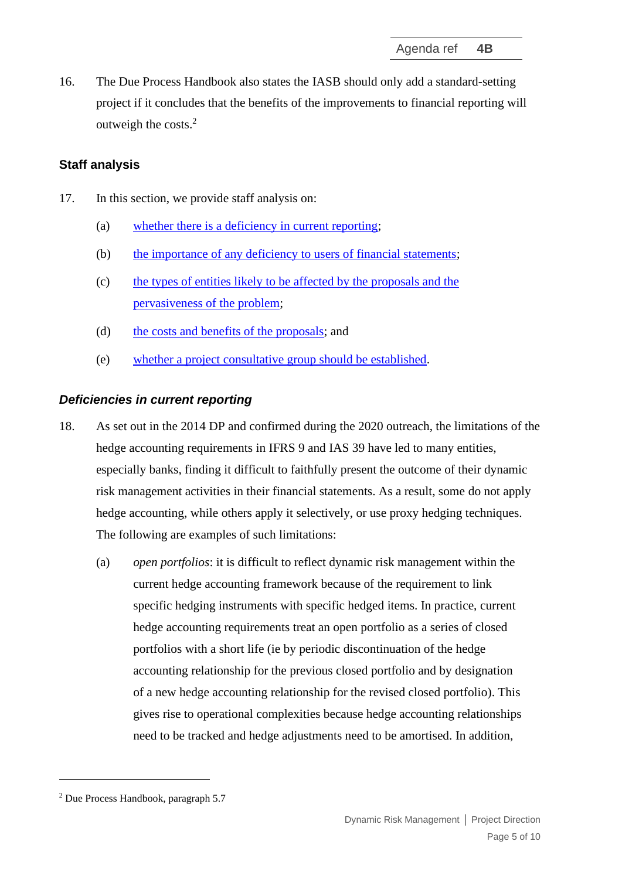16. The Due Process Handbook also states the IASB should only add a standard-setting project if it concludes that the benefits of the improvements to financial reporting will outweigh the costs.[2]

## Staff analysis

17. In this section, we provide staff analysis on:

    (a) whether there is a deficiency in current reporting;

    (b) the importance of any deficiency to users of financial statements;

    (c) the types of entities likely to be affected by the proposals and the pervasiveness of the problem;

    (d) the costs and benefits of the proposals; and

    (e) whether a project consultative group should be established.

### *Deficiencies in current reporting*

18. As set out in the 2014 DP and confirmed during the 2020 outreach, the limitations of the hedge accounting requirements in IFRS 9 and IAS 39 have led to many entities, especially banks, finding it difficult to faithfully present the outcome of their dynamic risk management activities in their financial statements. As a result, some do not apply hedge accounting, while others apply it selectively, or use proxy hedging techniques. The following are examples of such limitations:

    (a) *open portfolios*: it is difficult to reflect dynamic risk management within the current hedge accounting framework because of the requirement to link specific hedging instruments with specific hedged items. In practice, current hedge accounting requirements treat an open portfolio as a series of closed portfolios with a short life (ie by periodic discontinuation of the hedge accounting relationship for the previous closed portfolio and by designation of a new hedge accounting relationship for the revised closed portfolio). This gives rise to operational complexities because hedge accounting relationships need to be tracked and hedge adjustments need to be amortised. In addition,

---

[2] Due Process Handbook, paragraph 5.7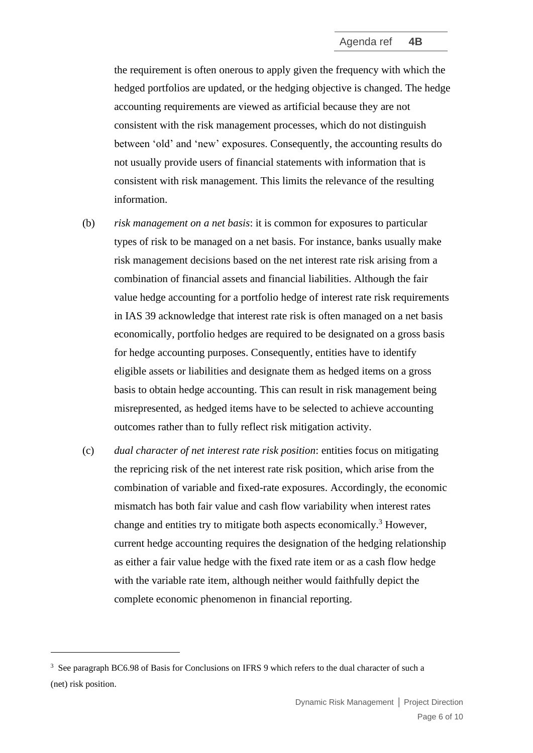the requirement is often onerous to apply given the frequency with which the hedged portfolios are updated, or the hedging objective is changed. The hedge accounting requirements are viewed as artificial because they are not consistent with the risk management processes, which do not distinguish between 'old' and 'new' exposures. Consequently, the accounting results do not usually provide users of financial statements with information that is consistent with risk management. This limits the relevance of the resulting information.

(b) *risk management on a net basis*: it is common for exposures to particular types of risk to be managed on a net basis. For instance, banks usually make risk management decisions based on the net interest rate risk arising from a combination of financial assets and financial liabilities. Although the fair value hedge accounting for a portfolio hedge of interest rate risk requirements in IAS 39 acknowledge that interest rate risk is often managed on a net basis economically, portfolio hedges are required to be designated on a gross basis for hedge accounting purposes. Consequently, entities have to identify eligible assets or liabilities and designate them as hedged items on a gross basis to obtain hedge accounting. This can result in risk management being misrepresented, as hedged items have to be selected to achieve accounting outcomes rather than to fully reflect risk mitigation activity.

(c) *dual character of net interest rate risk position*: entities focus on mitigating the repricing risk of the net interest rate risk position, which arise from the combination of variable and fixed-rate exposures. Accordingly, the economic mismatch has both fair value and cash flow variability when interest rates change and entities try to mitigate both aspects economically.[3] However, current hedge accounting requires the designation of the hedging relationship as either a fair value hedge with the fixed rate item or as a cash flow hedge with the variable rate item, although neither would faithfully depict the complete economic phenomenon in financial reporting.

---

[3] See paragraph BC6.98 of Basis for Conclusions on IFRS 9 which refers to the dual character of such a (net) risk position.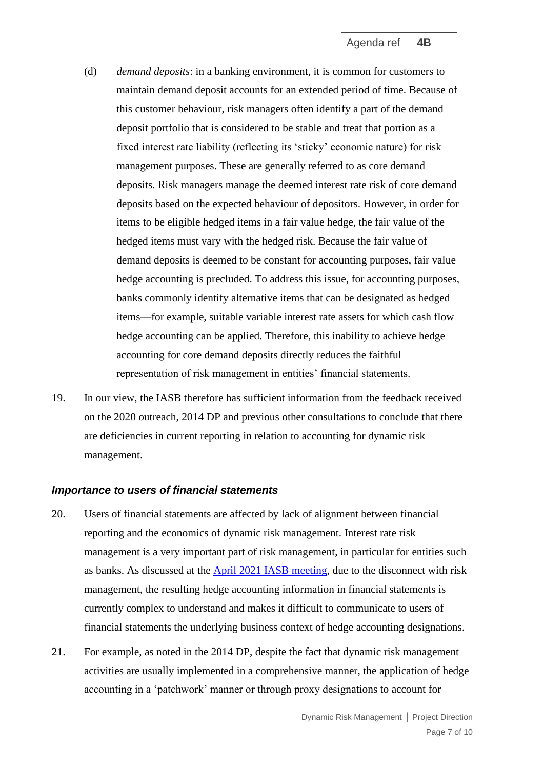(d) *demand deposits*: in a banking environment, it is common for customers to maintain demand deposit accounts for an extended period of time. Because of this customer behaviour, risk managers often identify a part of the demand deposit portfolio that is considered to be stable and treat that portion as a fixed interest rate liability (reflecting its 'sticky' economic nature) for risk management purposes. These are generally referred to as core demand deposits. Risk managers manage the deemed interest rate risk of core demand deposits based on the expected behaviour of depositors. However, in order for items to be eligible hedged items in a fair value hedge, the fair value of the hedged items must vary with the hedged risk. Because the fair value of demand deposits is deemed to be constant for accounting purposes, fair value hedge accounting is precluded. To address this issue, for accounting purposes, banks commonly identify alternative items that can be designated as hedged items—for example, suitable variable interest rate assets for which cash flow hedge accounting can be applied. Therefore, this inability to achieve hedge accounting for core demand deposits directly reduces the faithful representation of risk management in entities' financial statements.

19. In our view, the IASB therefore has sufficient information from the feedback received on the 2020 outreach, 2014 DP and previous other consultations to conclude that there are deficiencies in current reporting in relation to accounting for dynamic risk management.

### *Importance to users of financial statements*

20. Users of financial statements are affected by lack of alignment between financial reporting and the economics of dynamic risk management. Interest rate risk management is a very important part of risk management, in particular for entities such as banks. As discussed at the April 2021 IASB meeting, due to the disconnect with risk management, the resulting hedge accounting information in financial statements is currently complex to understand and makes it difficult to communicate to users of financial statements the underlying business context of hedge accounting designations.

21. For example, as noted in the 2014 DP, despite the fact that dynamic risk management activities are usually implemented in a comprehensive manner, the application of hedge accounting in a 'patchwork' manner or through proxy designations to account for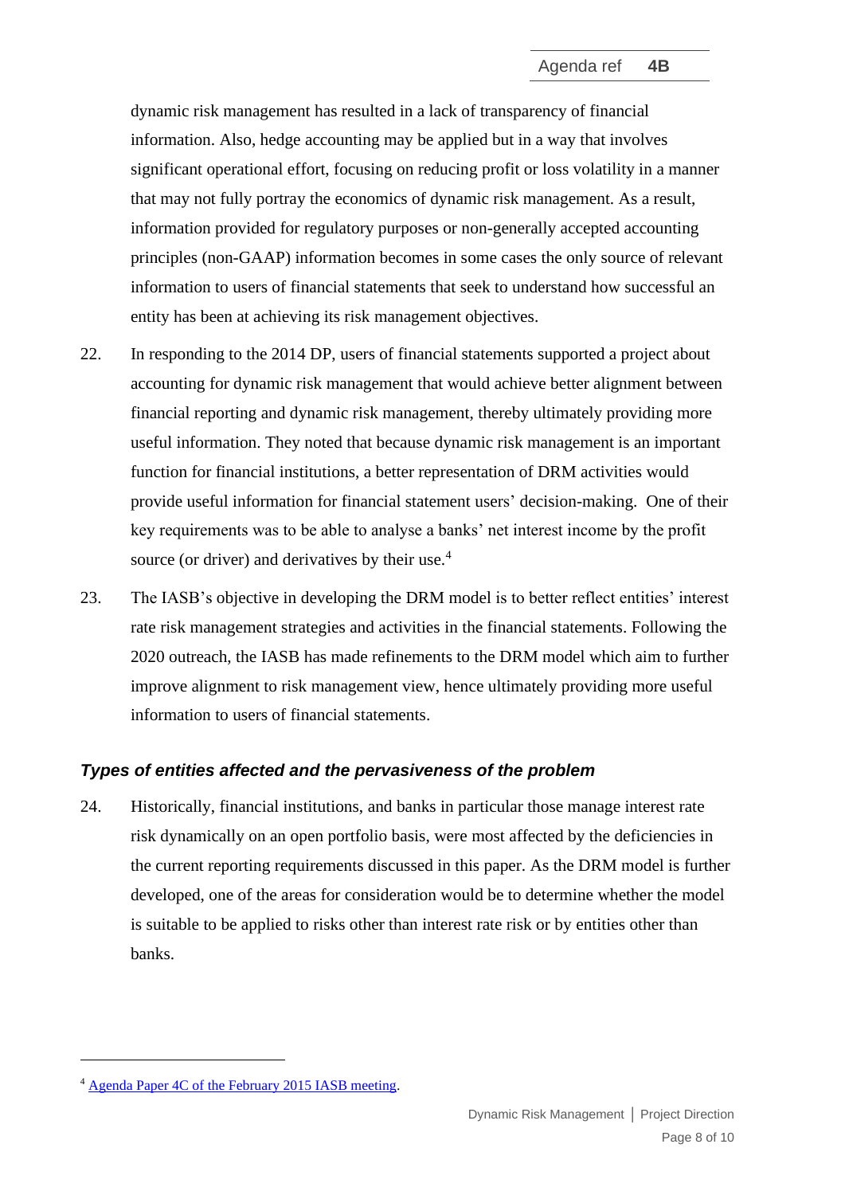dynamic risk management has resulted in a lack of transparency of financial information. Also, hedge accounting may be applied but in a way that involves significant operational effort, focusing on reducing profit or loss volatility in a manner that may not fully portray the economics of dynamic risk management. As a result, information provided for regulatory purposes or non-generally accepted accounting principles (non-GAAP) information becomes in some cases the only source of relevant information to users of financial statements that seek to understand how successful an entity has been at achieving its risk management objectives.

22. In responding to the 2014 DP, users of financial statements supported a project about accounting for dynamic risk management that would achieve better alignment between financial reporting and dynamic risk management, thereby ultimately providing more useful information. They noted that because dynamic risk management is an important function for financial institutions, a better representation of DRM activities would provide useful information for financial statement users' decision-making. One of their key requirements was to be able to analyse a banks' net interest income by the profit source (or driver) and derivatives by their use.[4]

23. The IASB's objective in developing the DRM model is to better reflect entities' interest rate risk management strategies and activities in the financial statements. Following the 2020 outreach, the IASB has made refinements to the DRM model which aim to further improve alignment to risk management view, hence ultimately providing more useful information to users of financial statements.

### *Types of entities affected and the pervasiveness of the problem*

24. Historically, financial institutions, and banks in particular those manage interest rate risk dynamically on an open portfolio basis, were most affected by the deficiencies in the current reporting requirements discussed in this paper. As the DRM model is further developed, one of the areas for consideration would be to determine whether the model is suitable to be applied to risks other than interest rate risk or by entities other than banks.

---

[4] Agenda Paper 4C of the February 2015 IASB meeting.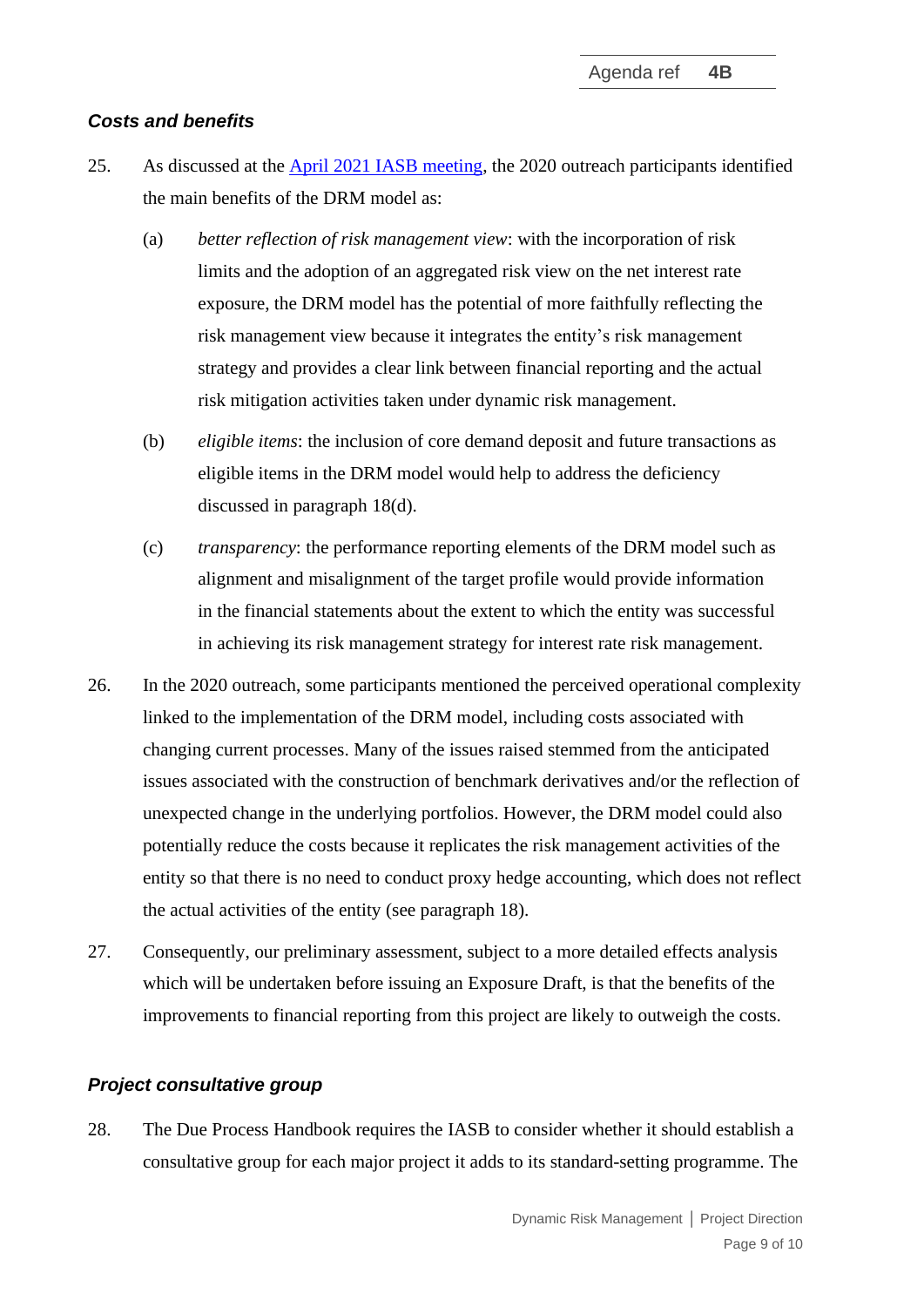### *Costs and benefits*

25. As discussed at the [April 2021 IASB meeting](), the 2020 outreach participants identified the main benefits of the DRM model as:

    (a) *better reflection of risk management view*: with the incorporation of risk limits and the adoption of an aggregated risk view on the net interest rate exposure, the DRM model has the potential of more faithfully reflecting the risk management view because it integrates the entity's risk management strategy and provides a clear link between financial reporting and the actual risk mitigation activities taken under dynamic risk management.

    (b) *eligible items*: the inclusion of core demand deposit and future transactions as eligible items in the DRM model would help to address the deficiency discussed in paragraph 18(d).

    (c) *transparency*: the performance reporting elements of the DRM model such as alignment and misalignment of the target profile would provide information in the financial statements about the extent to which the entity was successful in achieving its risk management strategy for interest rate risk management.

26. In the 2020 outreach, some participants mentioned the perceived operational complexity linked to the implementation of the DRM model, including costs associated with changing current processes. Many of the issues raised stemmed from the anticipated issues associated with the construction of benchmark derivatives and/or the reflection of unexpected change in the underlying portfolios. However, the DRM model could also potentially reduce the costs because it replicates the risk management activities of the entity so that there is no need to conduct proxy hedge accounting, which does not reflect the actual activities of the entity (see paragraph 18).

27. Consequently, our preliminary assessment, subject to a more detailed effects analysis which will be undertaken before issuing an Exposure Draft, is that the benefits of the improvements to financial reporting from this project are likely to outweigh the costs.

### *Project consultative group*

28. The Due Process Handbook requires the IASB to consider whether it should establish a consultative group for each major project it adds to its standard-setting programme. The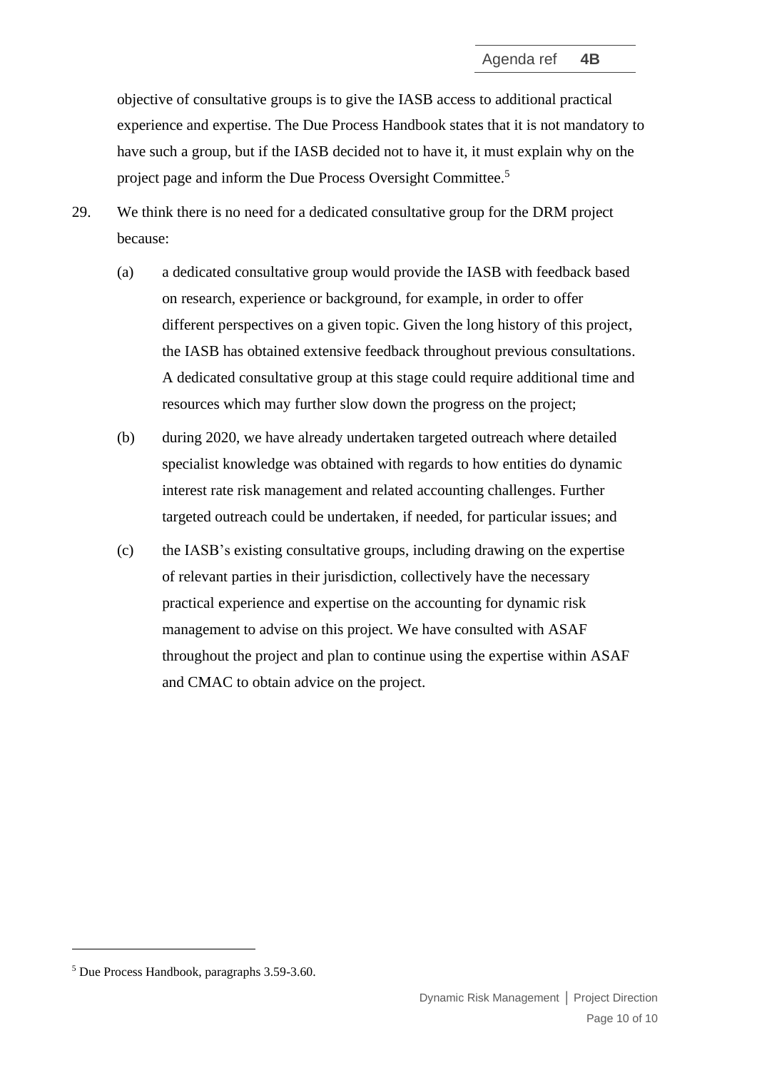objective of consultative groups is to give the IASB access to additional practical experience and expertise. The Due Process Handbook states that it is not mandatory to have such a group, but if the IASB decided not to have it, it must explain why on the project page and inform the Due Process Oversight Committee.[5]

29. We think there is no need for a dedicated consultative group for the DRM project because:

   (a) a dedicated consultative group would provide the IASB with feedback based on research, experience or background, for example, in order to offer different perspectives on a given topic. Given the long history of this project, the IASB has obtained extensive feedback throughout previous consultations. A dedicated consultative group at this stage could require additional time and resources which may further slow down the progress on the project;

   (b) during 2020, we have already undertaken targeted outreach where detailed specialist knowledge was obtained with regards to how entities do dynamic interest rate risk management and related accounting challenges. Further targeted outreach could be undertaken, if needed, for particular issues; and

   (c) the IASB's existing consultative groups, including drawing on the expertise of relevant parties in their jurisdiction, collectively have the necessary practical experience and expertise on the accounting for dynamic risk management to advise on this project. We have consulted with ASAF throughout the project and plan to continue using the expertise within ASAF and CMAC to obtain advice on the project.

[5] Due Process Handbook, paragraphs 3.59-3.60.